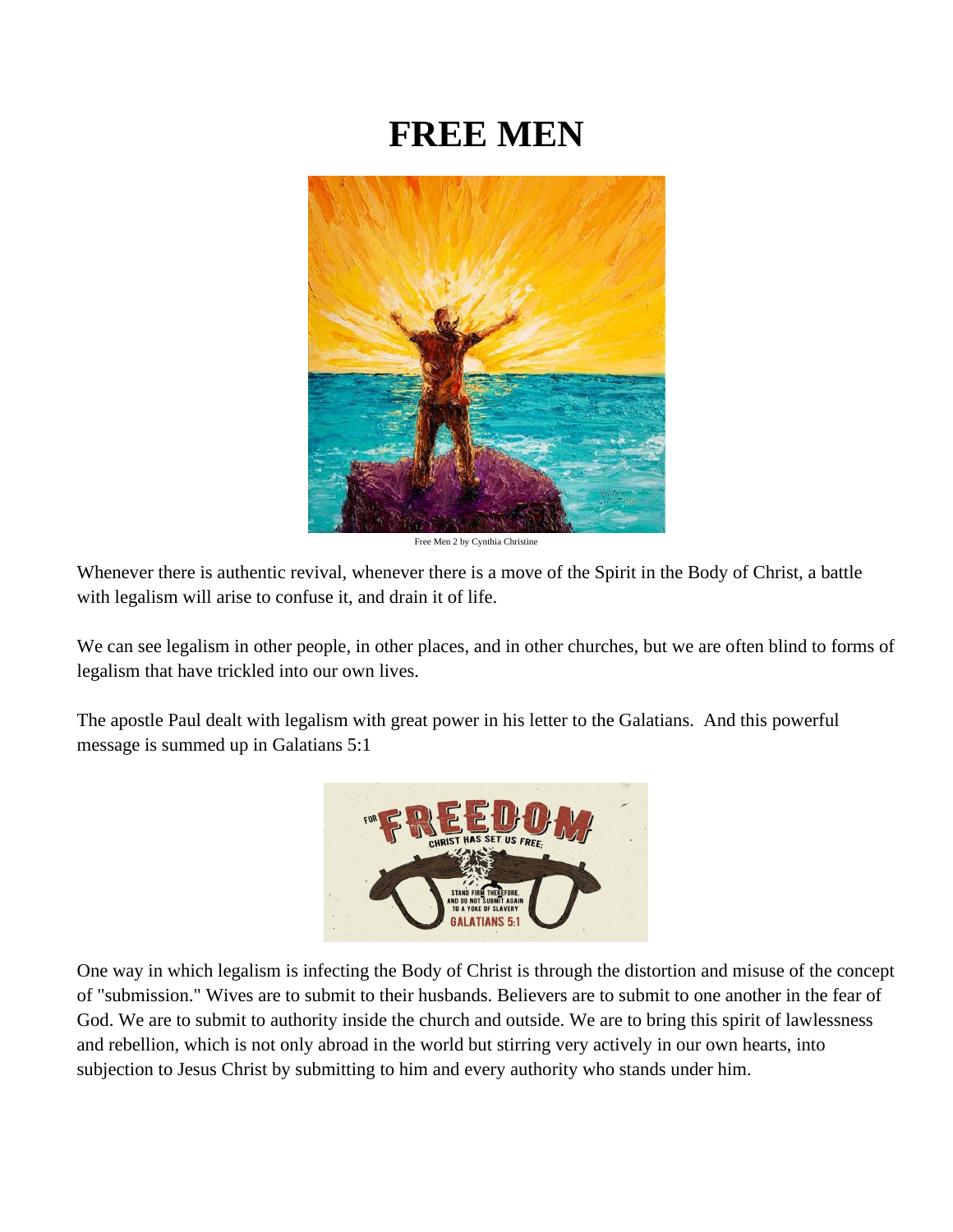# FREE MEN

Free Men 2 by Cynthia Christine

Whenever there is authentic revival, whenever there is a move of the Spirit in the Body of Christ, a battle with legalism will arise to confuse it, and drain it of life.

We can see legalism in other people, in other places, and in other churches, but we are often blind to forms of legalism that have trickled into our own lives.

The apostle Paul dealt with legalism with great power in his letter to the Galatians. And this powerful message is summed up in Galatians 5:1

One way in which legalism is infecting the Body of Christ is through the distortion and misuse of the concept of "submission." Wives are to submit to their husbands. Believers are to submit to one another in the fear of God. We are to submit to authority inside the church and outside. We are to bring this spirit of lawlessness and rebellion, which is not only abroad in the world but stirring very actively in our own hearts, into subjection to Jesus Christ by submitting to him and every authority who stands under him.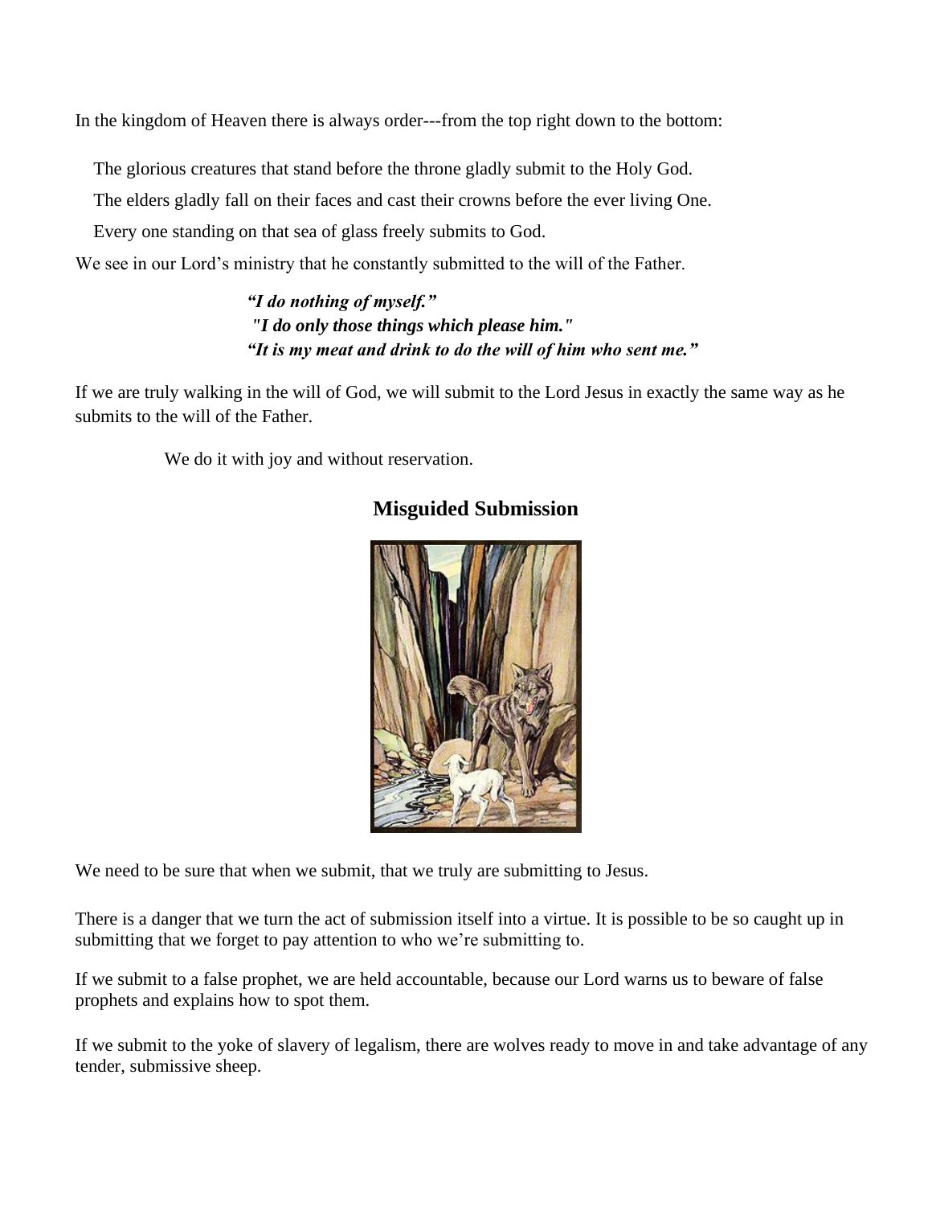In the kingdom of Heaven there is always order---from the top right down to the bottom:

The glorious creatures that stand before the throne gladly submit to the Holy God.

The elders gladly fall on their faces and cast their crowns before the ever living One.

Every one standing on that sea of glass freely submits to God.

We see in our Lord's ministry that he constantly submitted to the will of the Father.

> ***"I do nothing of myself."***
> ***"I do only those things which please him."***
> ***"It is my meat and drink to do the will of him who sent me."***

If we are truly walking in the will of God, we will submit to the Lord Jesus in exactly the same way as he submits to the will of the Father.

We do it with joy and without reservation.

## Misguided Submission

We need to be sure that when we submit, that we truly are submitting to Jesus.

There is a danger that we turn the act of submission itself into a virtue. It is possible to be so caught up in submitting that we forget to pay attention to who we're submitting to.

If we submit to a false prophet, we are held accountable, because our Lord warns us to beware of false prophets and explains how to spot them.

If we submit to the yoke of slavery of legalism, there are wolves ready to move in and take advantage of any tender, submissive sheep.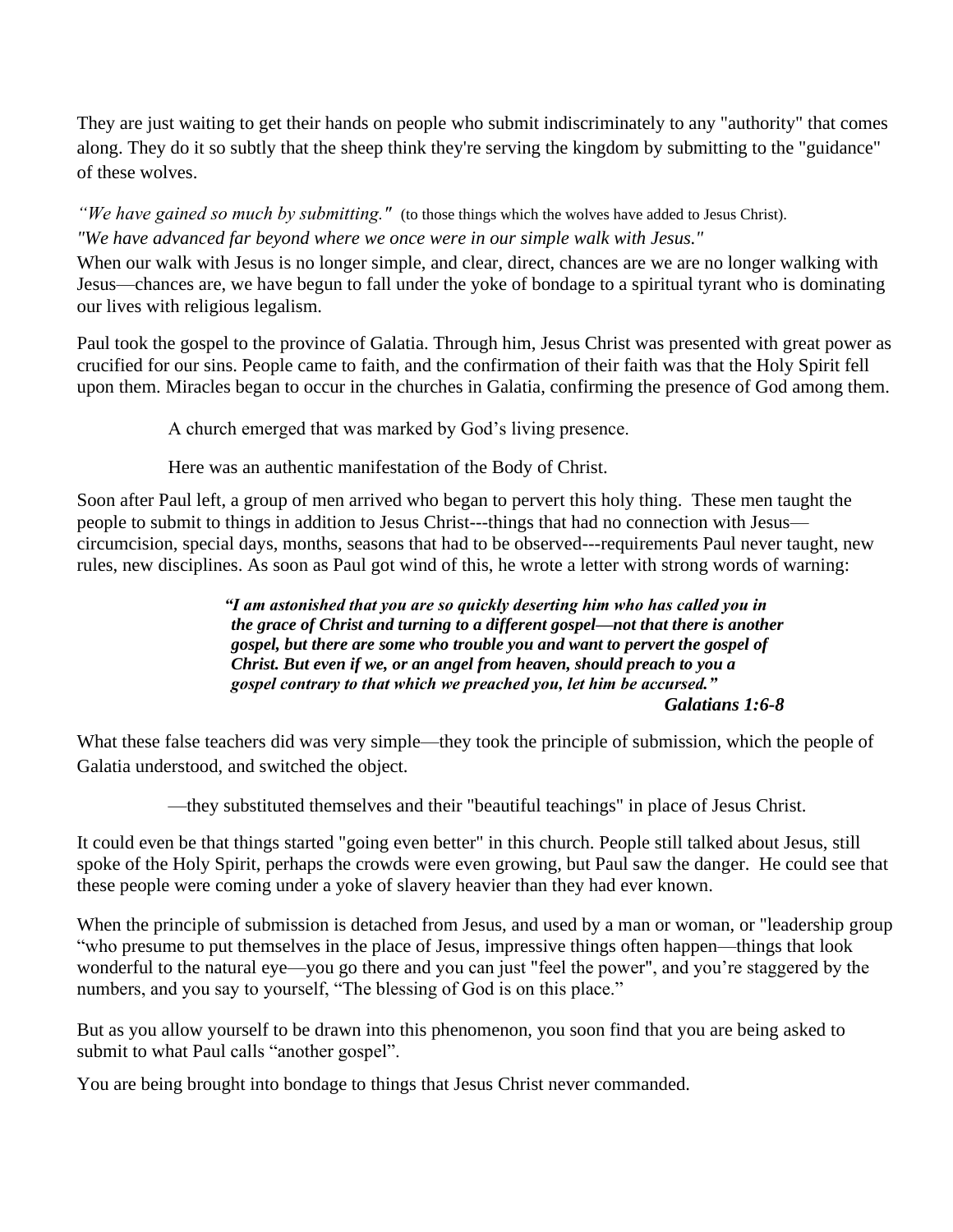They are just waiting to get their hands on people who submit indiscriminately to any "authority" that comes along. They do it so subtly that the sheep think they're serving the kingdom by submitting to the "guidance" of these wolves.

*"We have gained so much by submitting."* (to those things which the wolves have added to Jesus Christ).
*"We have advanced far beyond where we once were in our simple walk with Jesus."*
When our walk with Jesus is no longer simple, and clear, direct, chances are we are no longer walking with Jesus—chances are, we have begun to fall under the yoke of bondage to a spiritual tyrant who is dominating our lives with religious legalism.

Paul took the gospel to the province of Galatia. Through him, Jesus Christ was presented with great power as crucified for our sins. People came to faith, and the confirmation of their faith was that the Holy Spirit fell upon them. Miracles began to occur in the churches in Galatia, confirming the presence of God among them.

A church emerged that was marked by God's living presence.

Here was an authentic manifestation of the Body of Christ.

Soon after Paul left, a group of men arrived who began to pervert this holy thing. These men taught the people to submit to things in addition to Jesus Christ---things that had no connection with Jesus—circumcision, special days, months, seasons that had to be observed---requirements Paul never taught, new rules, new disciplines. As soon as Paul got wind of this, he wrote a letter with strong words of warning:

> ***"I am astonished that you are so quickly deserting him who has called you in the grace of Christ and turning to a different gospel—not that there is another gospel, but there are some who trouble you and want to pervert the gospel of Christ. But even if we, or an angel from heaven, should preach to you a gospel contrary to that which we preached you, let him be accursed."***
>
> ***Galatians 1:6-8***

What these false teachers did was very simple—they took the principle of submission, which the people of Galatia understood, and switched the object.

—they substituted themselves and their "beautiful teachings" in place of Jesus Christ.

It could even be that things started "going even better" in this church. People still talked about Jesus, still spoke of the Holy Spirit, perhaps the crowds were even growing, but Paul saw the danger. He could see that these people were coming under a yoke of slavery heavier than they had ever known.

When the principle of submission is detached from Jesus, and used by a man or woman, or "leadership group "who presume to put themselves in the place of Jesus, impressive things often happen—things that look wonderful to the natural eye—you go there and you can just "feel the power", and you're staggered by the numbers, and you say to yourself, "The blessing of God is on this place."

But as you allow yourself to be drawn into this phenomenon, you soon find that you are being asked to submit to what Paul calls "another gospel".

You are being brought into bondage to things that Jesus Christ never commanded.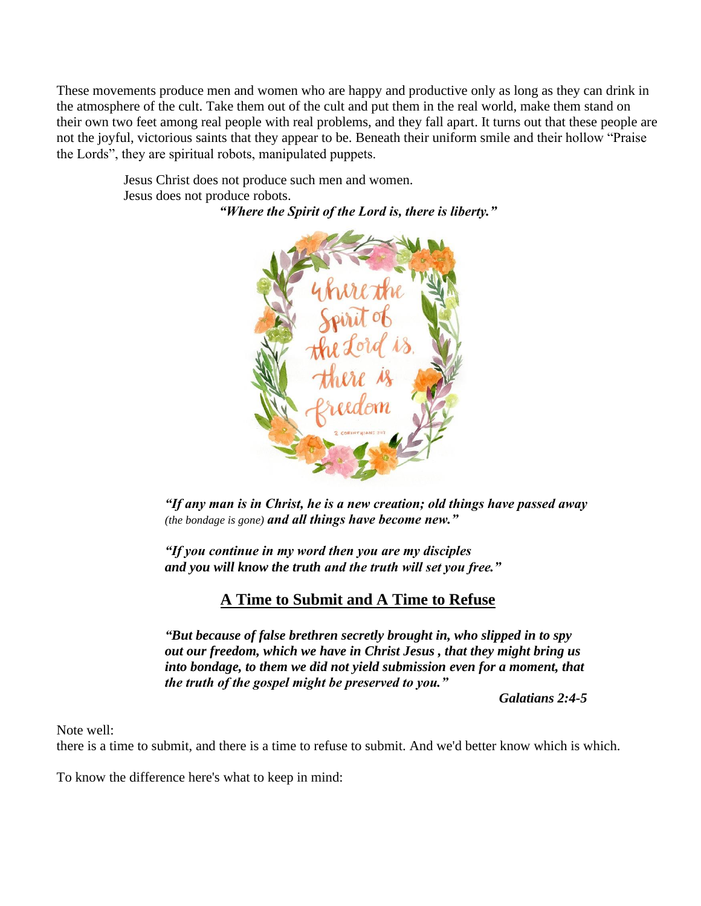These movements produce men and women who are happy and productive only as long as they can drink in the atmosphere of the cult. Take them out of the cult and put them in the real world, make them stand on their own two feet among real people with real problems, and they fall apart. It turns out that these people are not the joyful, victorious saints that they appear to be. Beneath their uniform smile and their hollow "Praise the Lords", they are spiritual robots, manipulated puppets.

Jesus Christ does not produce such men and women.
Jesus does not produce robots.

***"Where the Spirit of the Lord is, there is liberty."***

***"If any man is in Christ, he is a new creation; old things have passed away*** *(the bondage is gone)* ***and all things have become new."***

***"If you continue in my word then you are my disciples and you will know the truth and the truth will set you free."***

## A Time to Submit and A Time to Refuse

***"But because of false brethren secretly brought in, who slipped in to spy out our freedom, which we have in Christ Jesus , that they might bring us into bondage, to them we did not yield submission even for a moment, that the truth of the gospel might be preserved to you."***

***Galatians 2:4-5***

Note well:
there is a time to submit, and there is a time to refuse to submit. And we'd better know which is which.

To know the difference here's what to keep in mind: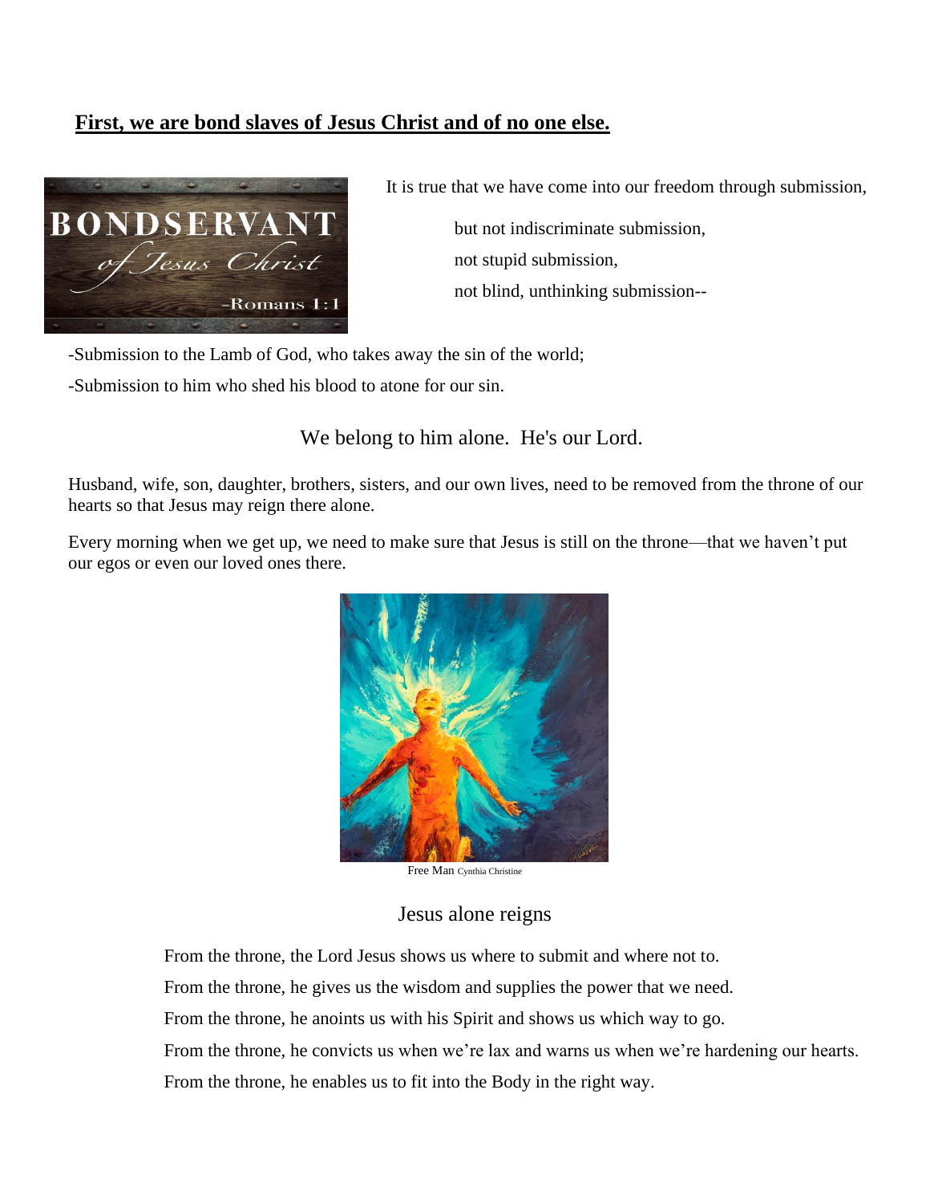**First, we are bond slaves of Jesus Christ and of no one else.**

It is true that we have come into our freedom through submission,

but not indiscriminate submission,
not stupid submission,
not blind, unthinking submission--

-Submission to the Lamb of God, who takes away the sin of the world;

-Submission to him who shed his blood to atone for our sin.

We belong to him alone. He's our Lord.

Husband, wife, son, daughter, brothers, sisters, and our own lives, need to be removed from the throne of our hearts so that Jesus may reign there alone.

Every morning when we get up, we need to make sure that Jesus is still on the throne—that we haven't put our egos or even our loved ones there.

Free Man Cynthia Christine

Jesus alone reigns

From the throne, the Lord Jesus shows us where to submit and where not to.

From the throne, he gives us the wisdom and supplies the power that we need.

From the throne, he anoints us with his Spirit and shows us which way to go.

From the throne, he convicts us when we're lax and warns us when we're hardening our hearts.

From the throne, he enables us to fit into the Body in the right way.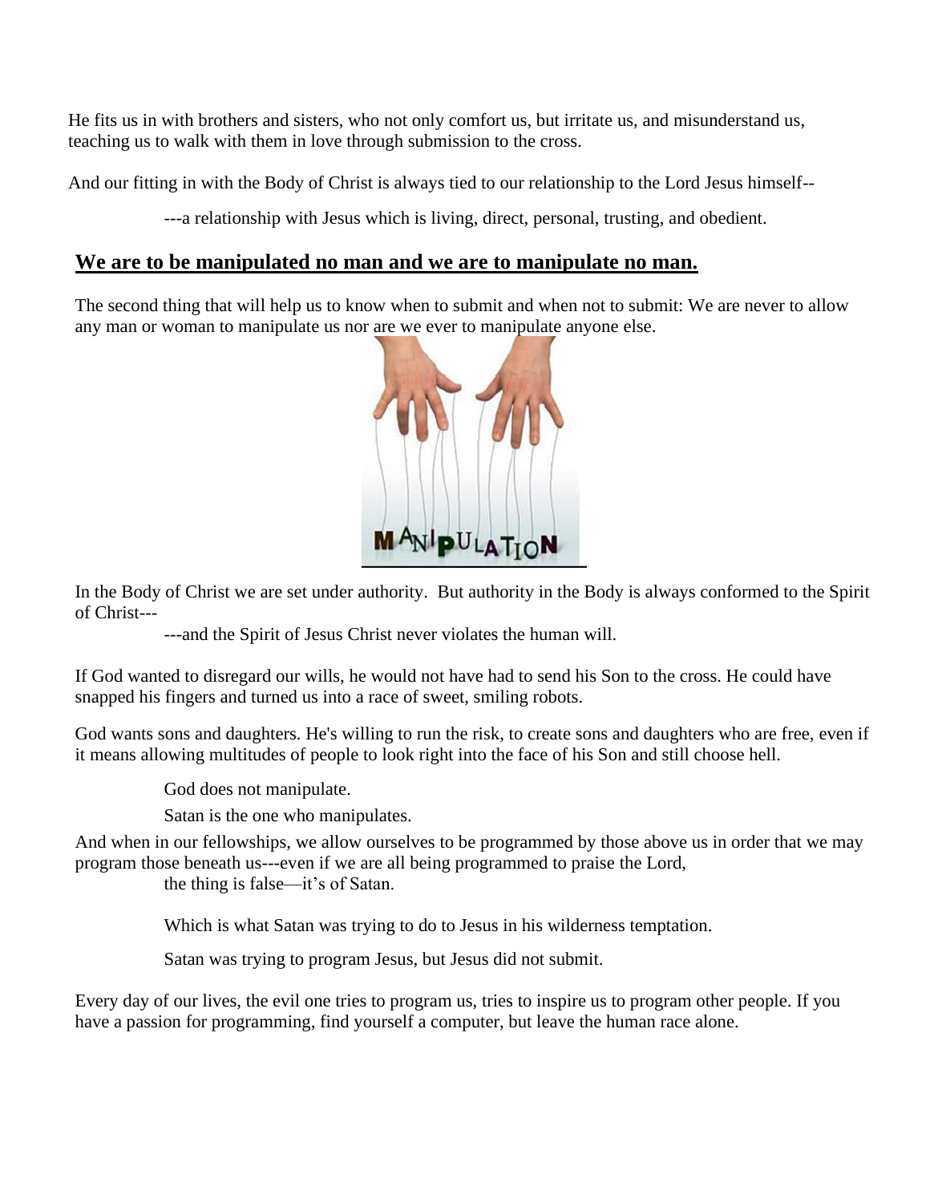He fits us in with brothers and sisters, who not only comfort us, but irritate us, and misunderstand us, teaching us to walk with them in love through submission to the cross.

And our fitting in with the Body of Christ is always tied to our relationship to the Lord Jesus himself--

---a relationship with Jesus which is living, direct, personal, trusting, and obedient.

## We are to be manipulated no man and we are to manipulate no man.

The second thing that will help us to know when to submit and when not to submit: We are never to allow any man or woman to manipulate us nor are we ever to manipulate anyone else.

In the Body of Christ we are set under authority. But authority in the Body is always conformed to the Spirit of Christ---

---and the Spirit of Jesus Christ never violates the human will.

If God wanted to disregard our wills, he would not have had to send his Son to the cross. He could have snapped his fingers and turned us into a race of sweet, smiling robots.

God wants sons and daughters. He's willing to run the risk, to create sons and daughters who are free, even if it means allowing multitudes of people to look right into the face of his Son and still choose hell.

God does not manipulate.

Satan is the one who manipulates.

And when in our fellowships, we allow ourselves to be programmed by those above us in order that we may program those beneath us---even if we are all being programmed to praise the Lord, the thing is false—it's of Satan.

Which is what Satan was trying to do to Jesus in his wilderness temptation.

Satan was trying to program Jesus, but Jesus did not submit.

Every day of our lives, the evil one tries to program us, tries to inspire us to program other people. If you have a passion for programming, find yourself a computer, but leave the human race alone.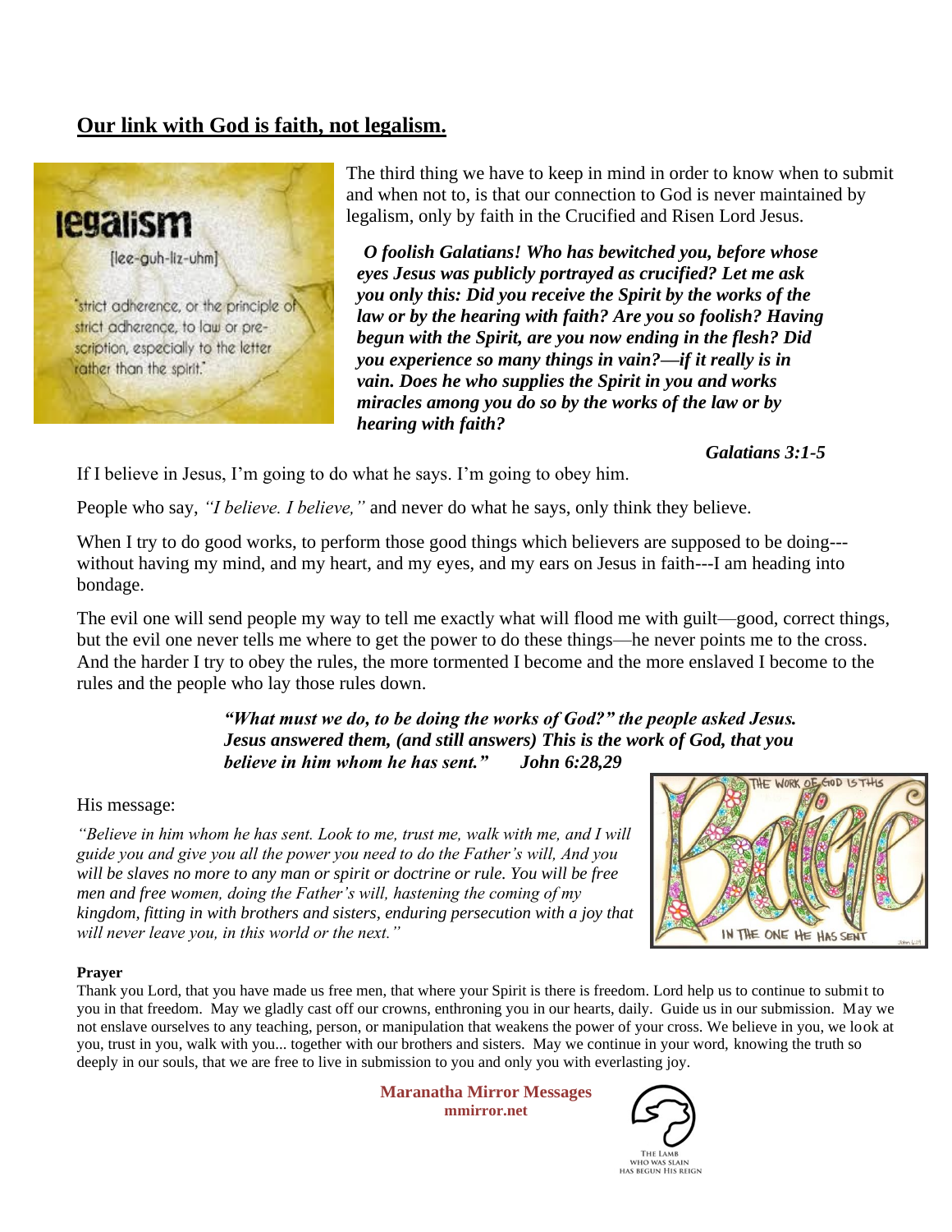## Our link with God is faith, not legalism.

The third thing we have to keep in mind in order to know when to submit and when not to, is that our connection to God is never maintained by legalism, only by faith in the Crucified and Risen Lord Jesus.

> ***O foolish Galatians! Who has bewitched you, before whose eyes Jesus was publicly portrayed as crucified? Let me ask you only this: Did you receive the Spirit by the works of the law or by the hearing with faith? Are you so foolish? Having begun with the Spirit, are you now ending in the flesh? Did you experience so many things in vain?—if it really is in vain. Does he who supplies the Spirit in you and works miracles among you do so by the works of the law or by hearing with faith?***
>
> ***Galatians 3:1-5***

If I believe in Jesus, I'm going to do what he says. I'm going to obey him.

People who say, *"I believe. I believe,"* and never do what he says, only think they believe.

When I try to do good works, to perform those good things which believers are supposed to be doing---without having my mind, and my heart, and my eyes, and my ears on Jesus in faith---I am heading into bondage.

The evil one will send people my way to tell me exactly what will flood me with guilt—good, correct things, but the evil one never tells me where to get the power to do these things—he never points me to the cross. And the harder I try to obey the rules, the more tormented I become and the more enslaved I become to the rules and the people who lay those rules down.

> ***"What must we do, to be doing the works of God?" the people asked Jesus. Jesus answered them, (and still answers) This is the work of God, that you believe in him whom he has sent." John 6:28,29***

His message:

*"Believe in him whom he has sent. Look to me, trust me, walk with me, and I will guide you and give you all the power you need to do the Father's will, And you will be slaves no more to any man or spirit or doctrine or rule. You will be free men and free women, doing the Father's will, hastening the coming of my kingdom, fitting in with brothers and sisters, enduring persecution with a joy that will never leave you, in this world or the next."*

**Prayer**

Thank you Lord, that you have made us free men, that where your Spirit is there is freedom. Lord help us to continue to submit to you in that freedom. May we gladly cast off our crowns, enthroning you in our hearts, daily. Guide us in our submission. May we not enslave ourselves to any teaching, person, or manipulation that weakens the power of your cross. We believe in you, we look at you, trust in you, walk with you... together with our brothers and sisters. May we continue in your word, knowing the truth so deeply in our souls, that we are free to live in submission to you and only you with everlasting joy.

**Maranatha Mirror Messages**
**mmirror.net**